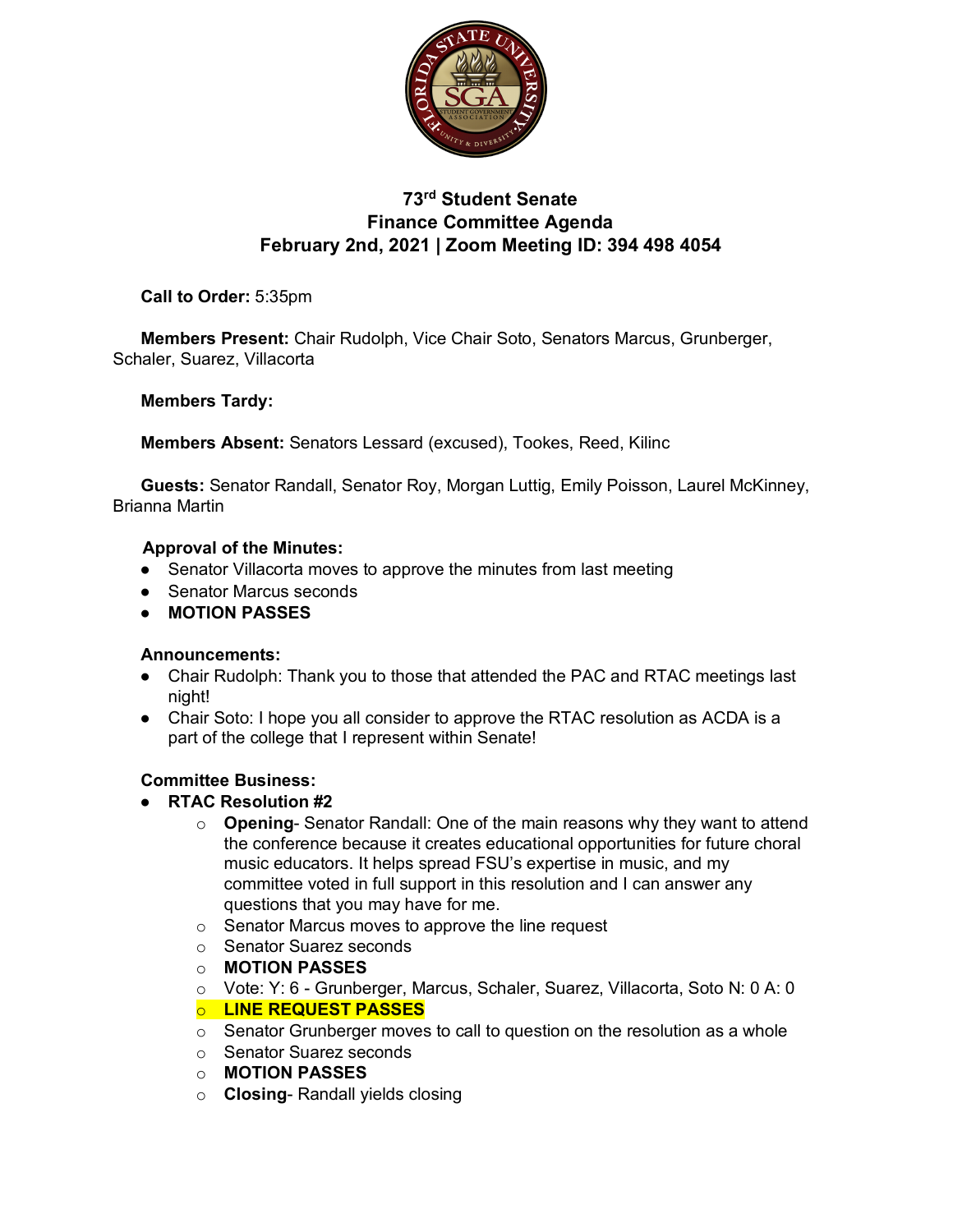# 73rd Student Senate
## Finance Committee Agenda
## February 2nd, 2021 | Zoom Meeting ID: 394 498 4054

**Call to Order:** 5:35pm

**Members Present:** Chair Rudolph, Vice Chair Soto, Senators Marcus, Grunberger, Schaler, Suarez, Villacorta

**Members Tardy:**

**Members Absent:** Senators Lessard (excused), Tookes, Reed, Kilinc

**Guests:** Senator Randall, Senator Roy, Morgan Luttig, Emily Poisson, Laurel McKinney, Brianna Martin

**Approval of the Minutes:**

- Senator Villacorta moves to approve the minutes from last meeting
- Senator Marcus seconds
- **MOTION PASSES**

**Announcements:**

- Chair Rudolph: Thank you to those that attended the PAC and RTAC meetings last night!
- Chair Soto: I hope you all consider to approve the RTAC resolution as ACDA is a part of the college that I represent within Senate!

**Committee Business:**

- **RTAC Resolution #2**
  - **Opening**- Senator Randall: One of the main reasons why they want to attend the conference because it creates educational opportunities for future choral music educators. It helps spread FSU's expertise in music, and my committee voted in full support in this resolution and I can answer any questions that you may have for me.
  - Senator Marcus moves to approve the line request
  - Senator Suarez seconds
  - **MOTION PASSES**
  - Vote: Y: 6 - Grunberger, Marcus, Schaler, Suarez, Villacorta, Soto N: 0 A: 0
  - **LINE REQUEST PASSES**
  - Senator Grunberger moves to call to question on the resolution as a whole
  - Senator Suarez seconds
  - **MOTION PASSES**
  - **Closing**- Randall yields closing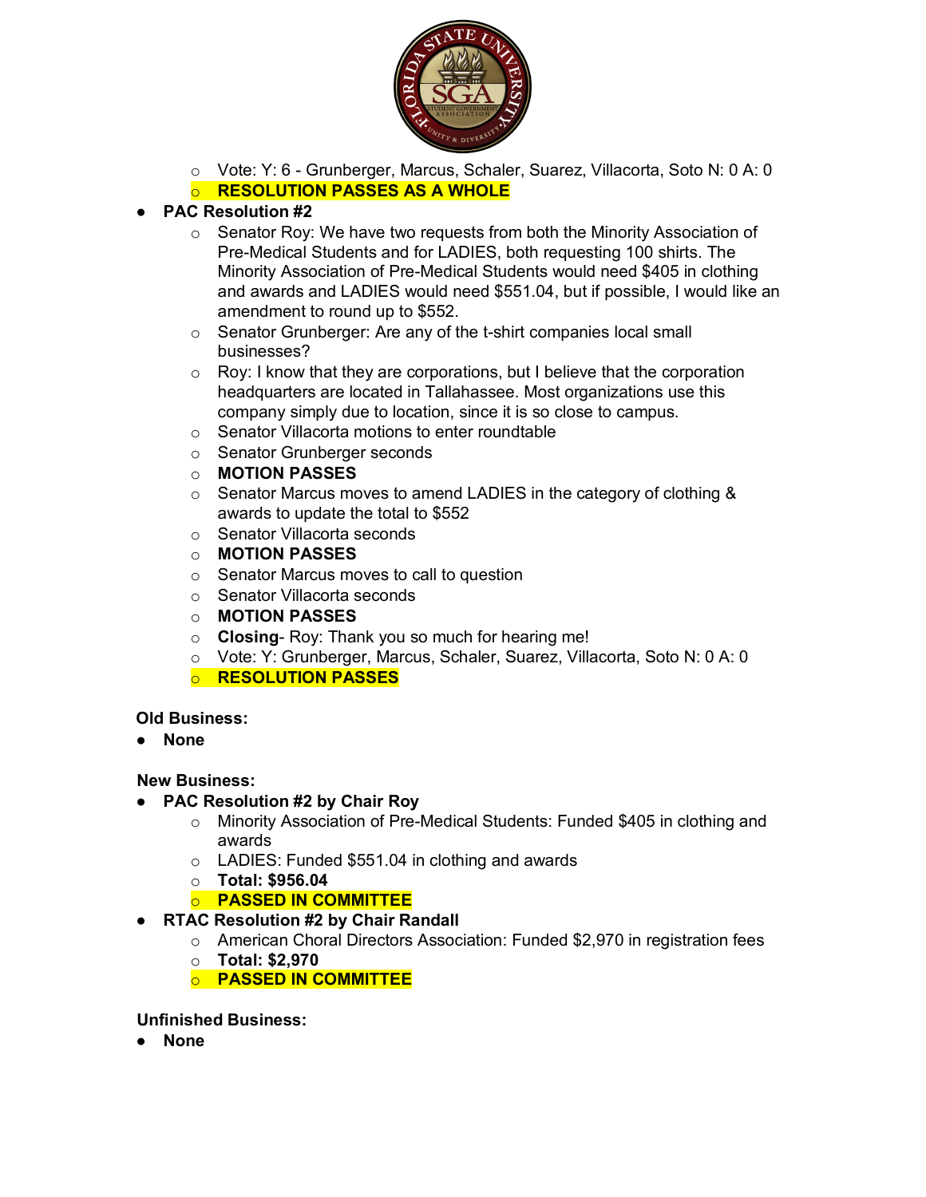- Vote: Y: 6 - Grunberger, Marcus, Schaler, Suarez, Villacorta, Soto N: 0 A: 0
  - **RESOLUTION PASSES AS A WHOLE**
- **PAC Resolution #2**
  - Senator Roy: We have two requests from both the Minority Association of Pre-Medical Students and for LADIES, both requesting 100 shirts. The Minority Association of Pre-Medical Students would need $405 in clothing and awards and LADIES would need $551.04, but if possible, I would like an amendment to round up to $552.
  - Senator Grunberger: Are any of the t-shirt companies local small businesses?
  - Roy: I know that they are corporations, but I believe that the corporation headquarters are located in Tallahassee. Most organizations use this company simply due to location, since it is so close to campus.
  - Senator Villacorta motions to enter roundtable
  - Senator Grunberger seconds
  - **MOTION PASSES**
  - Senator Marcus moves to amend LADIES in the category of clothing & awards to update the total to $552
  - Senator Villacorta seconds
  - **MOTION PASSES**
  - Senator Marcus moves to call to question
  - Senator Villacorta seconds
  - **MOTION PASSES**
  - **Closing**- Roy: Thank you so much for hearing me!
  - Vote: Y: Grunberger, Marcus, Schaler, Suarez, Villacorta, Soto N: 0 A: 0
  - **RESOLUTION PASSES**

**Old Business:**

- **None**

**New Business:**

- **PAC Resolution #2 by Chair Roy**
  - Minority Association of Pre-Medical Students: Funded $405 in clothing and awards
  - LADIES: Funded $551.04 in clothing and awards
  - **Total: $956.04**
  - **PASSED IN COMMITTEE**
- **RTAC Resolution #2 by Chair Randall**
  - American Choral Directors Association: Funded $2,970 in registration fees
  - **Total: $2,970**
  - **PASSED IN COMMITTEE**

**Unfinished Business:**

- **None**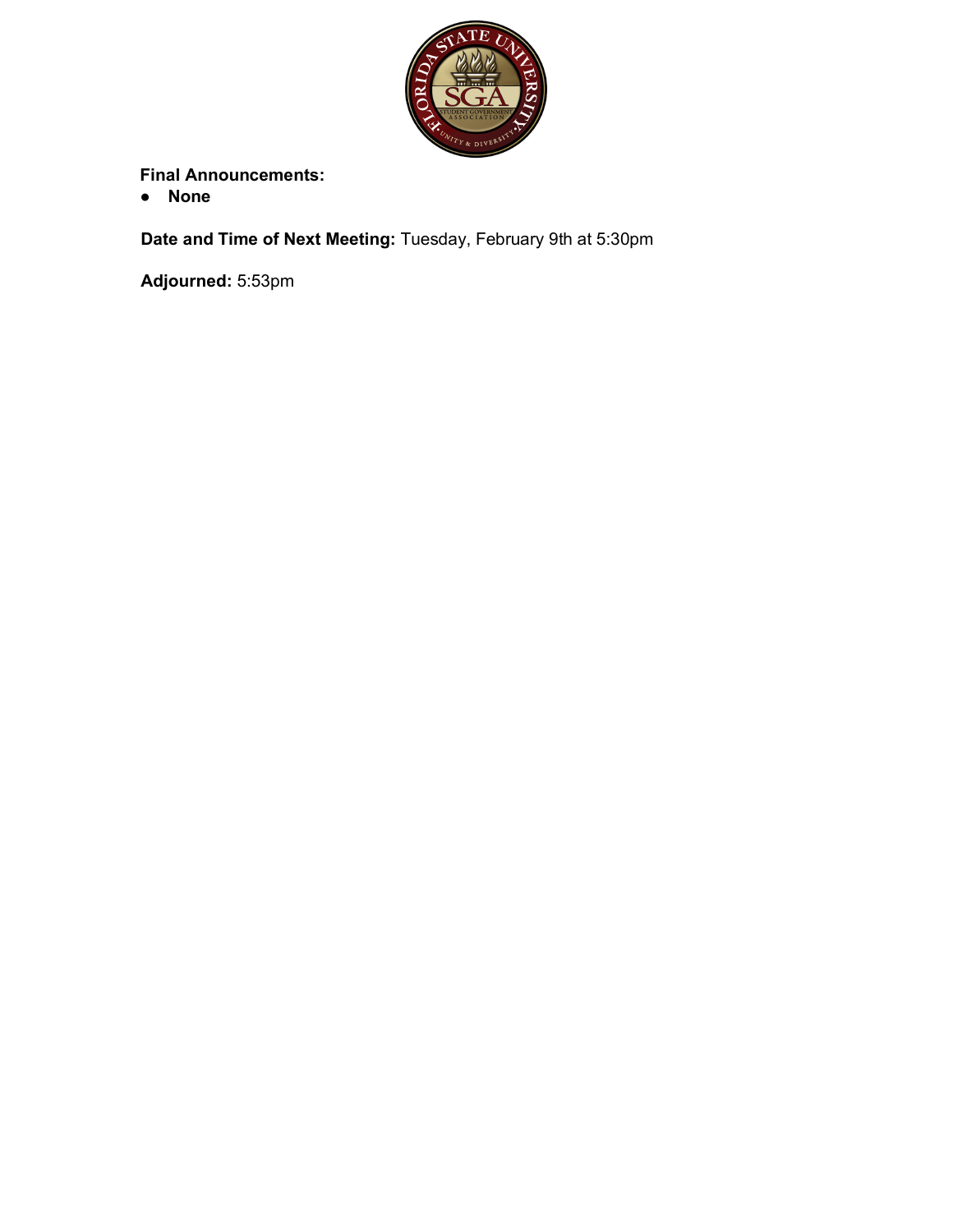**Final Announcements:**

- **None**

**Date and Time of Next Meeting:** Tuesday, February 9th at 5:30pm

**Adjourned:** 5:53pm